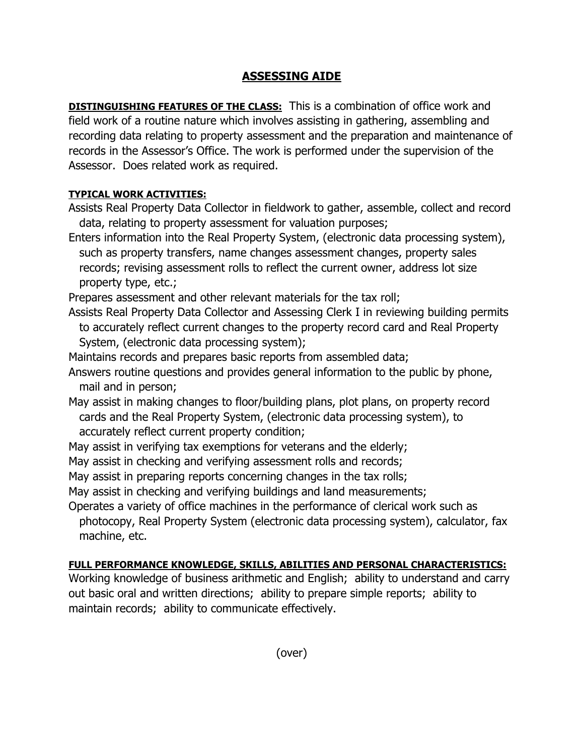# ASSESSING AIDE

**DISTINGUISHING FEATURES OF THE CLASS:** This is a combination of office work and field work of a routine nature which involves assisting in gathering, assembling and recording data relating to property assessment and the preparation and maintenance of records in the Assessor's Office. The work is performed under the supervision of the Assessor. Does related work as required.

**TYPICAL WORK ACTIVITIES:**

Assists Real Property Data Collector in fieldwork to gather, assemble, collect and record data, relating to property assessment for valuation purposes;

Enters information into the Real Property System, (electronic data processing system), such as property transfers, name changes assessment changes, property sales records; revising assessment rolls to reflect the current owner, address lot size property type, etc.;

Prepares assessment and other relevant materials for the tax roll;

Assists Real Property Data Collector and Assessing Clerk I in reviewing building permits to accurately reflect current changes to the property record card and Real Property System, (electronic data processing system);

Maintains records and prepares basic reports from assembled data;

Answers routine questions and provides general information to the public by phone, mail and in person;

May assist in making changes to floor/building plans, plot plans, on property record cards and the Real Property System, (electronic data processing system), to accurately reflect current property condition;

May assist in verifying tax exemptions for veterans and the elderly;

May assist in checking and verifying assessment rolls and records;

May assist in preparing reports concerning changes in the tax rolls;

May assist in checking and verifying buildings and land measurements;

Operates a variety of office machines in the performance of clerical work such as photocopy, Real Property System (electronic data processing system), calculator, fax machine, etc.

**FULL PERFORMANCE KNOWLEDGE, SKILLS, ABILITIES AND PERSONAL CHARACTERISTICS:**

Working knowledge of business arithmetic and English; ability to understand and carry out basic oral and written directions; ability to prepare simple reports; ability to maintain records; ability to communicate effectively.

(over)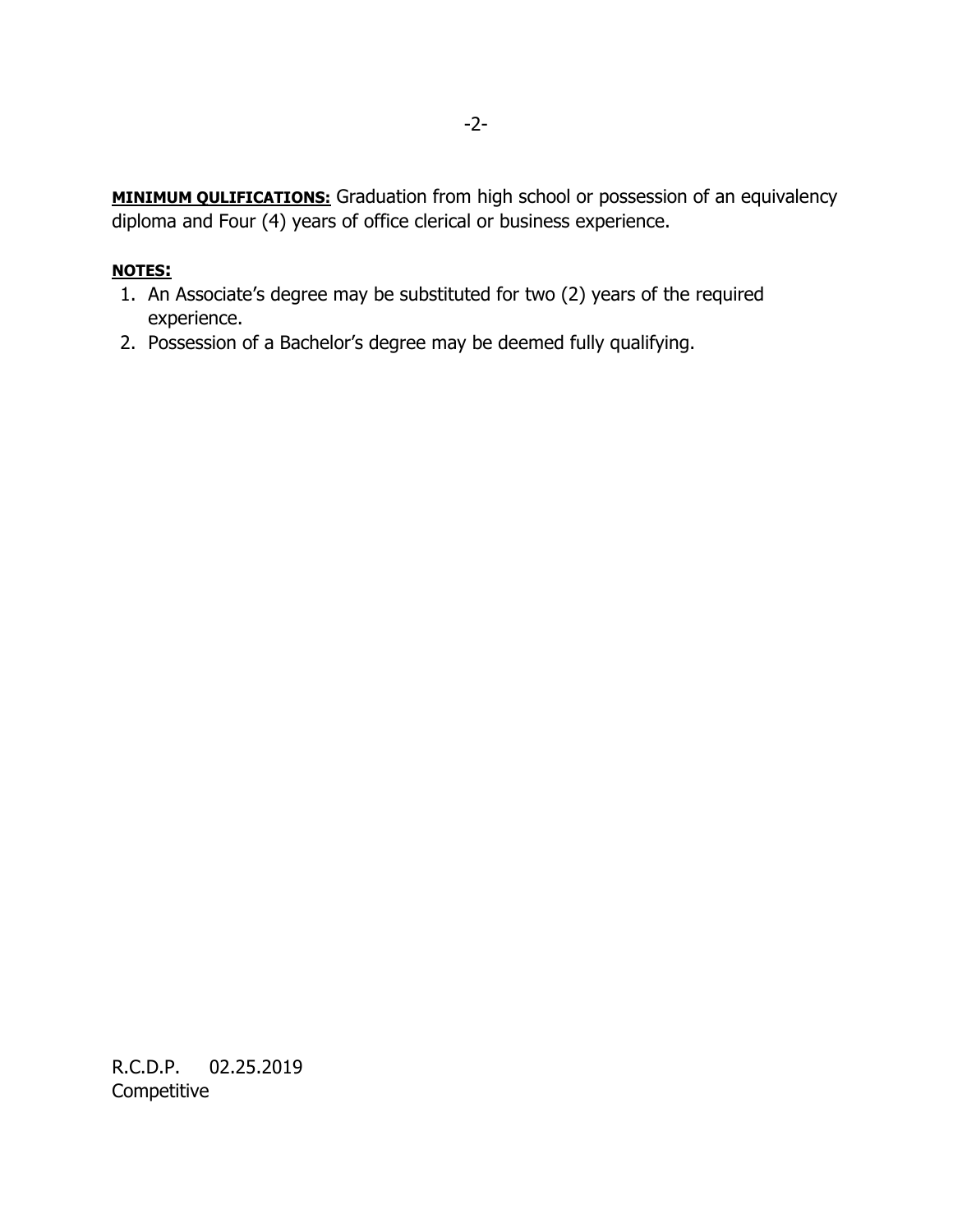**MINIMUM QULIFICATIONS:** Graduation from high school or possession of an equivalency diploma and Four (4) years of office clerical or business experience.

**NOTES:**

1. An Associate's degree may be substituted for two (2) years of the required experience.
2. Possession of a Bachelor's degree may be deemed fully qualifying.

R.C.D.P. 02.25.2019
Competitive